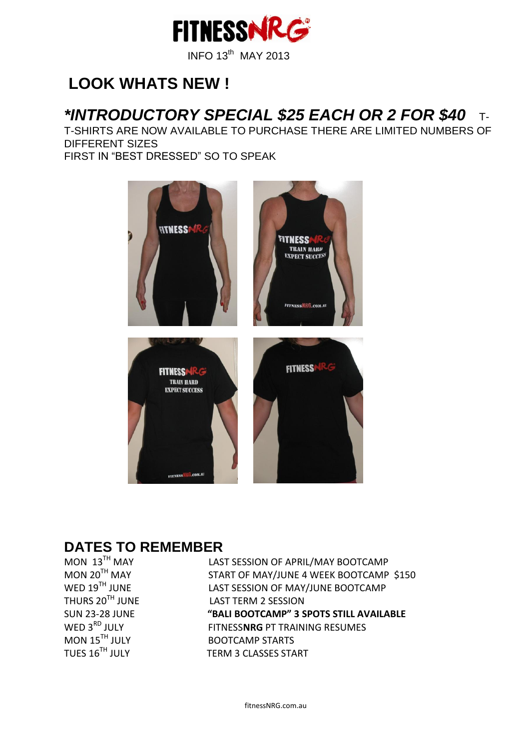FITNESSNRG

INFO 13th MAY 2013

# LOOK WHATS NEW !

## *\*INTRODUCTORY SPECIAL $25 EACH OR 2 FOR $40*

T-T-SHIRTS ARE NOW AVAILABLE TO PURCHASE THERE ARE LIMITED NUMBERS OF DIFFERENT SIZES
FIRST IN "BEST DRESSED" SO TO SPEAK

## DATES TO REMEMBER

| | |
|---|---|
| MON 13TH MAY | LAST SESSION OF APRIL/MAY BOOTCAMP |
| MON 20TH MAY | START OF MAY/JUNE 4 WEEK BOOTCAMP $150 |
| WED 19TH JUNE | LAST SESSION OF MAY/JUNE BOOTCAMP |
| THURS 20TH JUNE | LAST TERM 2 SESSION |
| SUN 23-28 JUNE | **"BALI BOOTCAMP" 3 SPOTS STILL AVAILABLE** |
| WED 3RD JULY | FITNESS**NRG** PT TRAINING RESUMES |
| MON 15TH JULY | BOOTCAMP STARTS |
| TUES 16TH JULY | TERM 3 CLASSES START |

fitnessNRG.com.au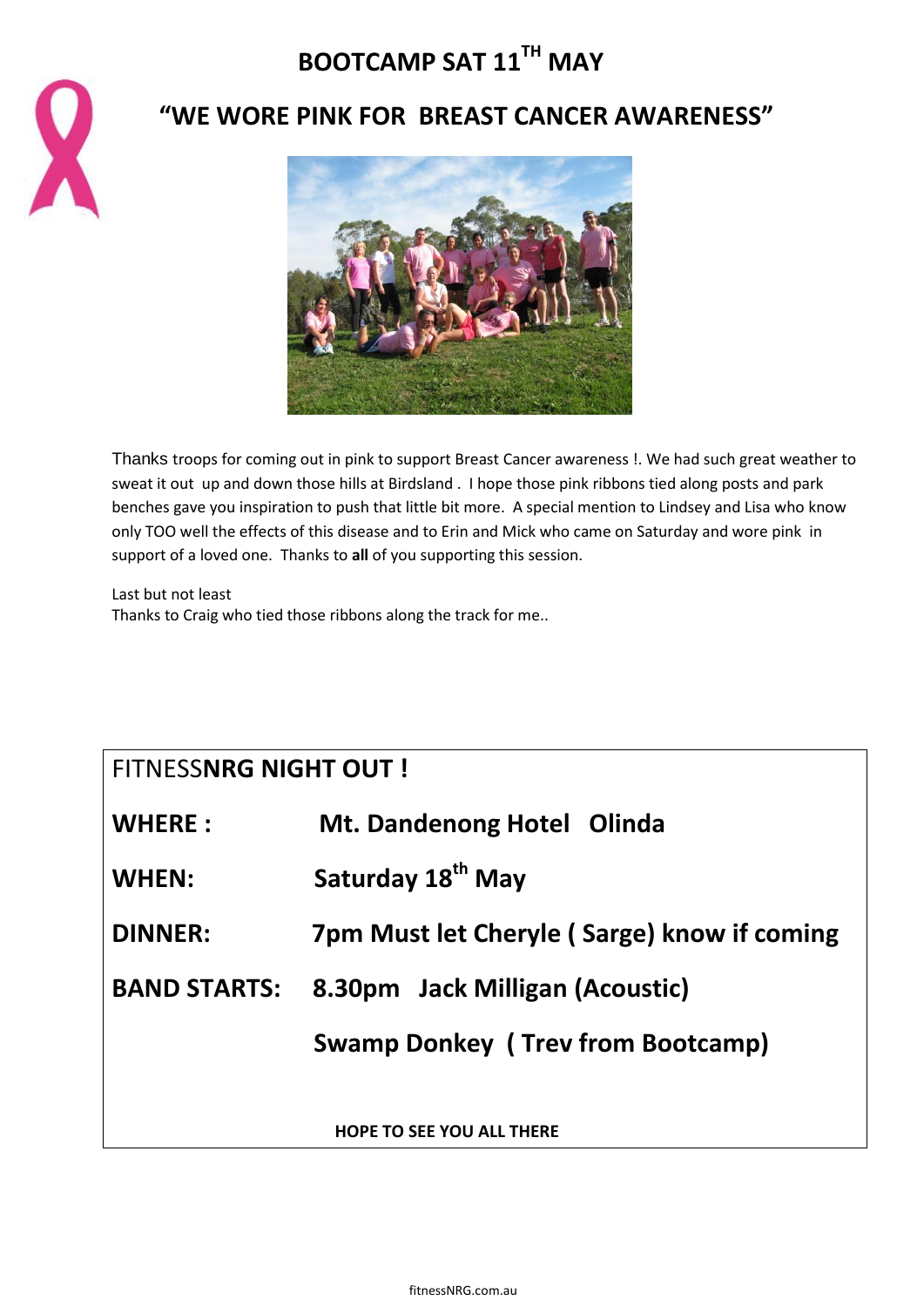# BOOTCAMP SAT 11TH MAY

## "WE WORE PINK FOR BREAST CANCER AWARENESS"

Thanks troops for coming out in pink to support Breast Cancer awareness !. We had such great weather to sweat it out up and down those hills at Birdsland . I hope those pink ribbons tied along posts and park benches gave you inspiration to push that little bit more. A special mention to Lindsey and Lisa who know only TOO well the effects of this disease and to Erin and Mick who came on Saturday and wore pink in support of a loved one. Thanks to **all** of you supporting this session.

Last but not least
Thanks to Craig who tied those ribbons along the track for me..

## FITNESS**NRG NIGHT OUT !**

**WHERE :** **Mt. Dandenong Hotel Olinda**

**WHEN:** **Saturday 18th May**

**DINNER:** **7pm Must let Cheryle ( Sarge) know if coming**

**BAND STARTS:** **8.30pm Jack Milligan (Acoustic)**

**Swamp Donkey ( Trev from Bootcamp)**

**HOPE TO SEE YOU ALL THERE**

fitnessNRG.com.au